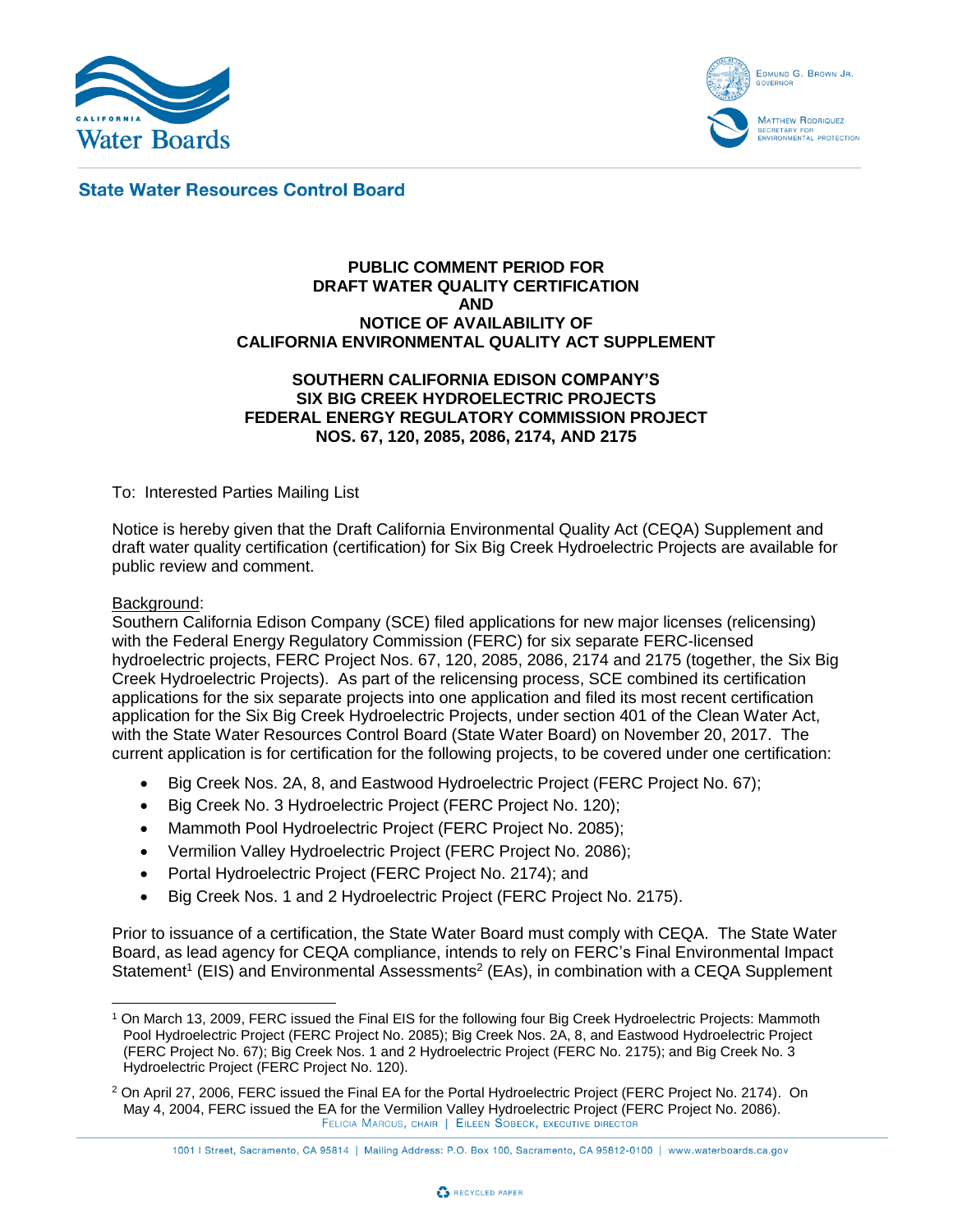**State Water Resources Control Board**

**PUBLIC COMMENT PERIOD FOR**
**DRAFT WATER QUALITY CERTIFICATION**
**AND**
**NOTICE OF AVAILABILITY OF**
**CALIFORNIA ENVIRONMENTAL QUALITY ACT SUPPLEMENT**

**SOUTHERN CALIFORNIA EDISON COMPANY'S**
**SIX BIG CREEK HYDROELECTRIC PROJECTS**
**FEDERAL ENERGY REGULATORY COMMISSION PROJECT**
**NOS. 67, 120, 2085, 2086, 2174, AND 2175**

To: Interested Parties Mailing List

Notice is hereby given that the Draft California Environmental Quality Act (CEQA) Supplement and draft water quality certification (certification) for Six Big Creek Hydroelectric Projects are available for public review and comment.

Background:
Southern California Edison Company (SCE) filed applications for new major licenses (relicensing) with the Federal Energy Regulatory Commission (FERC) for six separate FERC-licensed hydroelectric projects, FERC Project Nos. 67, 120, 2085, 2086, 2174 and 2175 (together, the Six Big Creek Hydroelectric Projects). As part of the relicensing process, SCE combined its certification applications for the six separate projects into one application and filed its most recent certification application for the Six Big Creek Hydroelectric Projects, under section 401 of the Clean Water Act, with the State Water Resources Control Board (State Water Board) on November 20, 2017. The current application is for certification for the following projects, to be covered under one certification:

- Big Creek Nos. 2A, 8, and Eastwood Hydroelectric Project (FERC Project No. 67);
- Big Creek No. 3 Hydroelectric Project (FERC Project No. 120);
- Mammoth Pool Hydroelectric Project (FERC Project No. 2085);
- Vermilion Valley Hydroelectric Project (FERC Project No. 2086);
- Portal Hydroelectric Project (FERC Project No. 2174); and
- Big Creek Nos. 1 and 2 Hydroelectric Project (FERC Project No. 2175).

Prior to issuance of a certification, the State Water Board must comply with CEQA. The State Water Board, as lead agency for CEQA compliance, intends to rely on FERC's Final Environmental Impact Statement[1] (EIS) and Environmental Assessments[2] (EAs), in combination with a CEQA Supplement

[1] On March 13, 2009, FERC issued the Final EIS for the following four Big Creek Hydroelectric Projects: Mammoth Pool Hydroelectric Project (FERC Project No. 2085); Big Creek Nos. 2A, 8, and Eastwood Hydroelectric Project (FERC Project No. 67); Big Creek Nos. 1 and 2 Hydroelectric Project (FERC No. 2175); and Big Creek No. 3 Hydroelectric Project (FERC Project No. 120).

[2] On April 27, 2006, FERC issued the Final EA for the Portal Hydroelectric Project (FERC Project No. 2174). On May 4, 2004, FERC issued the EA for the Vermilion Valley Hydroelectric Project (FERC Project No. 2086).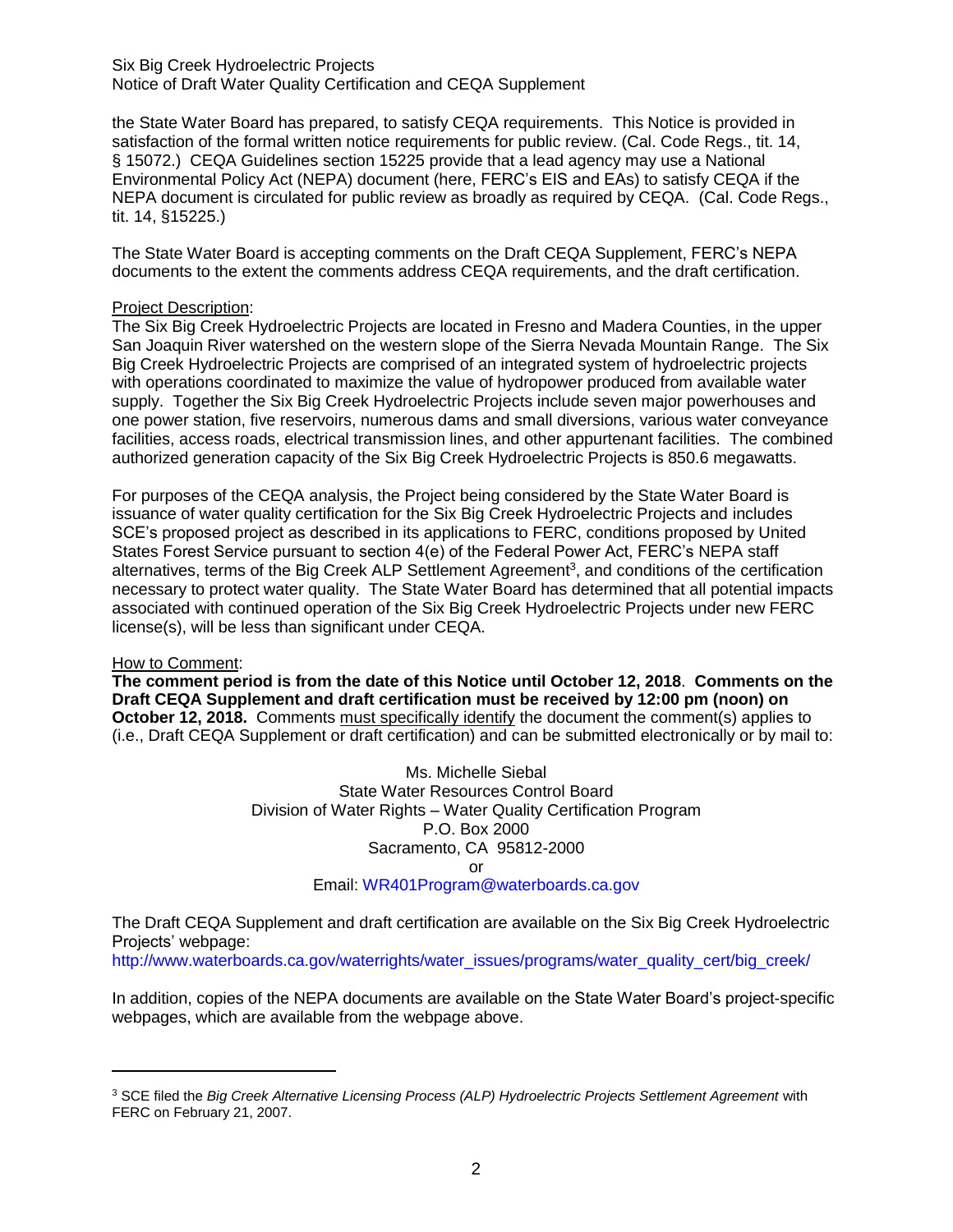the State Water Board has prepared, to satisfy CEQA requirements. This Notice is provided in satisfaction of the formal written notice requirements for public review. (Cal. Code Regs., tit. 14, § 15072.) CEQA Guidelines section 15225 provide that a lead agency may use a National Environmental Policy Act (NEPA) document (here, FERC's EIS and EAs) to satisfy CEQA if the NEPA document is circulated for public review as broadly as required by CEQA. (Cal. Code Regs., tit. 14, §15225.)

The State Water Board is accepting comments on the Draft CEQA Supplement, FERC's NEPA documents to the extent the comments address CEQA requirements, and the draft certification.

Project Description:

The Six Big Creek Hydroelectric Projects are located in Fresno and Madera Counties, in the upper San Joaquin River watershed on the western slope of the Sierra Nevada Mountain Range. The Six Big Creek Hydroelectric Projects are comprised of an integrated system of hydroelectric projects with operations coordinated to maximize the value of hydropower produced from available water supply. Together the Six Big Creek Hydroelectric Projects include seven major powerhouses and one power station, five reservoirs, numerous dams and small diversions, various water conveyance facilities, access roads, electrical transmission lines, and other appurtenant facilities. The combined authorized generation capacity of the Six Big Creek Hydroelectric Projects is 850.6 megawatts.

For purposes of the CEQA analysis, the Project being considered by the State Water Board is issuance of water quality certification for the Six Big Creek Hydroelectric Projects and includes SCE's proposed project as described in its applications to FERC, conditions proposed by United States Forest Service pursuant to section 4(e) of the Federal Power Act, FERC's NEPA staff alternatives, terms of the Big Creek ALP Settlement Agreement[3], and conditions of the certification necessary to protect water quality. The State Water Board has determined that all potential impacts associated with continued operation of the Six Big Creek Hydroelectric Projects under new FERC license(s), will be less than significant under CEQA.

How to Comment:

**The comment period is from the date of this Notice until October 12, 2018**. **Comments on the Draft CEQA Supplement and draft certification must be received by 12:00 pm (noon) on October 12, 2018.** Comments must specifically identify the document the comment(s) applies to (i.e., Draft CEQA Supplement or draft certification) and can be submitted electronically or by mail to:

Ms. Michelle Siebal
State Water Resources Control Board
Division of Water Rights – Water Quality Certification Program
P.O. Box 2000
Sacramento, CA 95812-2000
or
Email: WR401Program@waterboards.ca.gov

The Draft CEQA Supplement and draft certification are available on the Six Big Creek Hydroelectric Projects' webpage:
http://www.waterboards.ca.gov/waterrights/water_issues/programs/water_quality_cert/big_creek/

In addition, copies of the NEPA documents are available on the State Water Board's project-specific webpages, which are available from the webpage above.

---

[3] SCE filed the *Big Creek Alternative Licensing Process (ALP) Hydroelectric Projects Settlement Agreement* with FERC on February 21, 2007.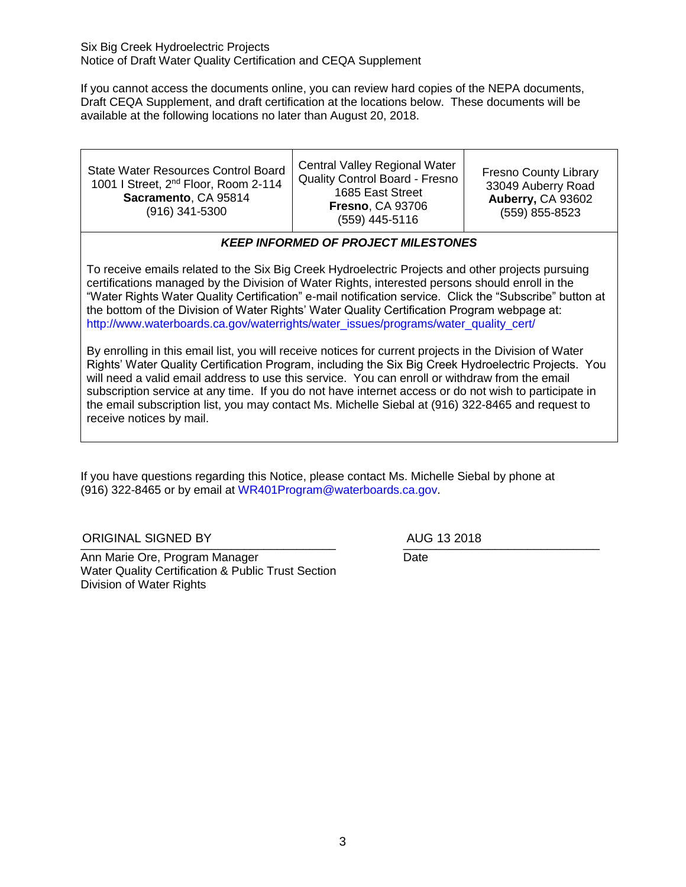If you cannot access the documents online, you can review hard copies of the NEPA documents, Draft CEQA Supplement, and draft certification at the locations below. These documents will be available at the following locations no later than August 20, 2018.

| | | |
|---|---|---|
| State Water Resources Control Board<br>1001 I Street, 2nd Floor, Room 2-114<br>**Sacramento**, CA 95814<br>(916) 341-5300 | Central Valley Regional Water Quality Control Board - Fresno<br>1685 East Street<br>**Fresno**, CA 93706<br>(559) 445-5116 | Fresno County Library<br>33049 Auberry Road<br>**Auberry,** CA 93602<br>(559) 855-8523 |

***KEEP INFORMED OF PROJECT MILESTONES***

To receive emails related to the Six Big Creek Hydroelectric Projects and other projects pursuing certifications managed by the Division of Water Rights, interested persons should enroll in the "Water Rights Water Quality Certification" e-mail notification service. Click the "Subscribe" button at the bottom of the Division of Water Rights' Water Quality Certification Program webpage at: http://www.waterboards.ca.gov/waterrights/water_issues/programs/water_quality_cert/

By enrolling in this email list, you will receive notices for current projects in the Division of Water Rights' Water Quality Certification Program, including the Six Big Creek Hydroelectric Projects. You will need a valid email address to use this service. You can enroll or withdraw from the email subscription service at any time. If you do not have internet access or do not wish to participate in the email subscription list, you may contact Ms. Michelle Siebal at (916) 322-8465 and request to receive notices by mail.

If you have questions regarding this Notice, please contact Ms. Michelle Siebal by phone at (916) 322-8465 or by email at WR401Program@waterboards.ca.gov.

ORIGINAL SIGNED BY

Ann Marie Ore, Program Manager
Water Quality Certification & Public Trust Section
Division of Water Rights

AUG 13 2018

Date